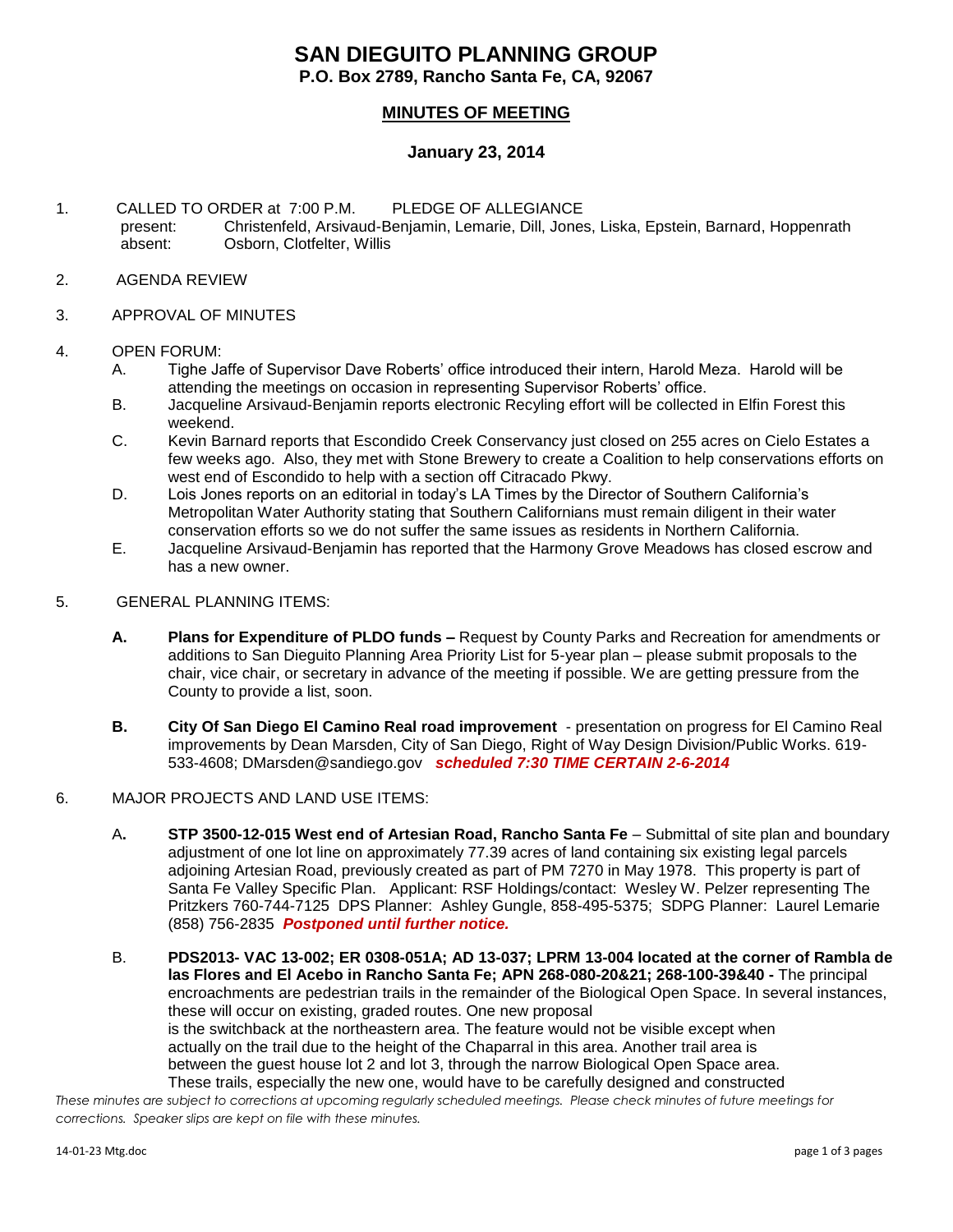# SAN DIEGUITO PLANNING GROUP

**P.O. Box 2789, Rancho Santa Fe, CA, 92067**

## MINUTES OF MEETING

### January 23, 2014

1. CALLED TO ORDER at 7:00 P.M. PLEDGE OF ALLEGIANCE
   present: Christenfeld, Arsivaud-Benjamin, Lemarie, Dill, Jones, Liska, Epstein, Barnard, Hoppenrath
   absent: Osborn, Clotfelter, Willis

2. AGENDA REVIEW

3. APPROVAL OF MINUTES

4. OPEN FORUM:
   A. Tighe Jaffe of Supervisor Dave Roberts' office introduced their intern, Harold Meza. Harold will be attending the meetings on occasion in representing Supervisor Roberts' office.
   B. Jacqueline Arsivaud-Benjamin reports electronic Recyling effort will be collected in Elfin Forest this weekend.
   C. Kevin Barnard reports that Escondido Creek Conservancy just closed on 255 acres on Cielo Estates a few weeks ago. Also, they met with Stone Brewery to create a Coalition to help conservations efforts on west end of Escondido to help with a section off Citracado Pkwy.
   D. Lois Jones reports on an editorial in today's LA Times by the Director of Southern California's Metropolitan Water Authority stating that Southern Californians must remain diligent in their water conservation efforts so we do not suffer the same issues as residents in Northern California.
   E. Jacqueline Arsivaud-Benjamin has reported that the Harmony Grove Meadows has closed escrow and has a new owner.

5. GENERAL PLANNING ITEMS:

   **A. Plans for Expenditure of PLDO funds –** Request by County Parks and Recreation for amendments or additions to San Dieguito Planning Area Priority List for 5-year plan – please submit proposals to the chair, vice chair, or secretary in advance of the meeting if possible. We are getting pressure from the County to provide a list, soon.

   **B. City Of San Diego El Camino Real road improvement** - presentation on progress for El Camino Real improvements by Dean Marsden, City of San Diego, Right of Way Design Division/Public Works. 619-533-4608; DMarsden@sandiego.gov ***scheduled 7:30 TIME CERTAIN 2-6-2014***

6. MAJOR PROJECTS AND LAND USE ITEMS:

   A**. STP 3500-12-015 West end of Artesian Road, Rancho Santa Fe** – Submittal of site plan and boundary adjustment of one lot line on approximately 77.39 acres of land containing six existing legal parcels adjoining Artesian Road, previously created as part of PM 7270 in May 1978. This property is part of Santa Fe Valley Specific Plan. Applicant: RSF Holdings/contact: Wesley W. Pelzer representing The Pritzkers 760-744-7125 DPS Planner: Ashley Gungle, 858-495-5375; SDPG Planner: Laurel Lemarie (858) 756-2835 ***Postponed until further notice.***

   B. **PDS2013- VAC 13-002; ER 0308-051A; AD 13-037; LPRM 13-004 located at the corner of Rambla de las Flores and El Acebo in Rancho Santa Fe; APN 268-080-20&21; 268-100-39&40 -** The principal encroachments are pedestrian trails in the remainder of the Biological Open Space. In several instances, these will occur on existing, graded routes. One new proposal is the switchback at the northeastern area. The feature would not be visible except when actually on the trail due to the height of the Chaparral in this area. Another trail area is between the guest house lot 2 and lot 3, through the narrow Biological Open Space area. These trails, especially the new one, would have to be carefully designed and constructed

*These minutes are subject to corrections at upcoming regularly scheduled meetings. Please check minutes of future meetings for corrections. Speaker slips are kept on file with these minutes.*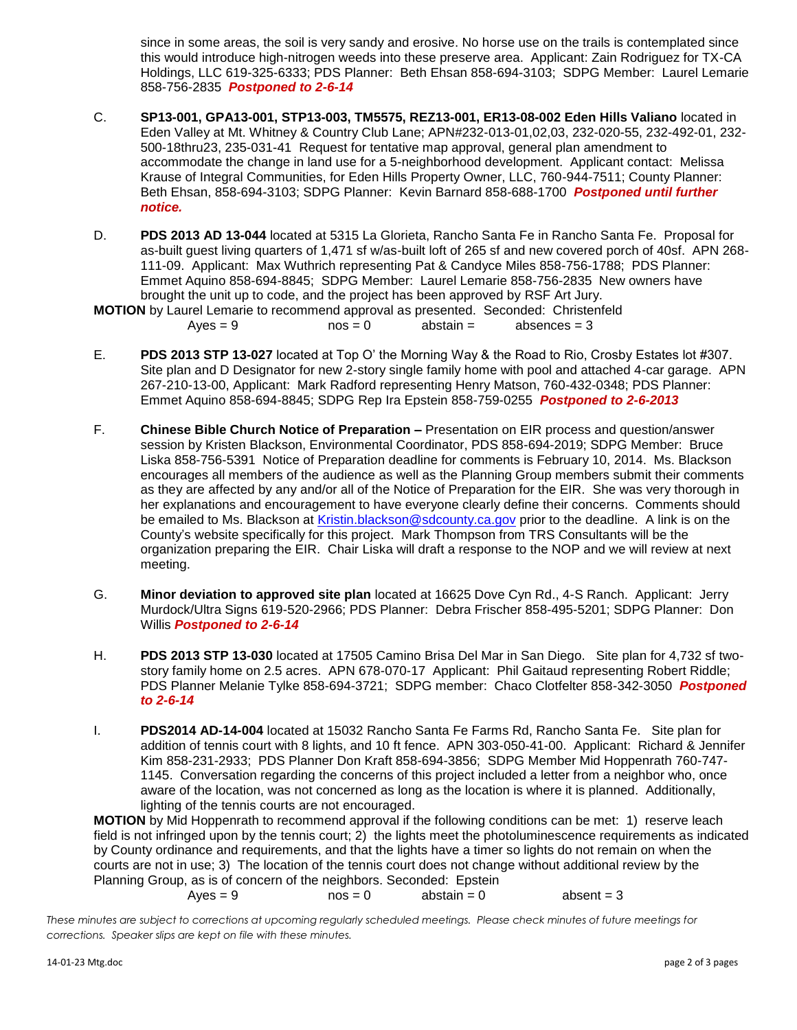since in some areas, the soil is very sandy and erosive. No horse use on the trails is contemplated since this would introduce high-nitrogen weeds into these preserve area. Applicant: Zain Rodriguez for TX-CA Holdings, LLC 619-325-6333; PDS Planner: Beth Ehsan 858-694-3103; SDPG Member: Laurel Lemarie 858-756-2835 ***Postponed to 2-6-14***

C. **SP13-001, GPA13-001, STP13-003, TM5575, REZ13-001, ER13-08-002 Eden Hills Valiano** located in Eden Valley at Mt. Whitney & Country Club Lane; APN#232-013-01,02,03, 232-020-55, 232-492-01, 232-500-18thru23, 235-031-41 Request for tentative map approval, general plan amendment to accommodate the change in land use for a 5-neighborhood development. Applicant contact: Melissa Krause of Integral Communities, for Eden Hills Property Owner, LLC, 760-944-7511; County Planner: Beth Ehsan, 858-694-3103; SDPG Planner: Kevin Barnard 858-688-1700 ***Postponed until further notice.***

D. **PDS 2013 AD 13-044** located at 5315 La Glorieta, Rancho Santa Fe in Rancho Santa Fe. Proposal for as-built guest living quarters of 1,471 sf w/as-built loft of 265 sf and new covered porch of 40sf. APN 268-111-09. Applicant: Max Wuthrich representing Pat & Candyce Miles 858-756-1788; PDS Planner: Emmet Aquino 858-694-8845; SDPG Member: Laurel Lemarie 858-756-2835 New owners have brought the unit up to code, and the project has been approved by RSF Art Jury.

**MOTION** by Laurel Lemarie to recommend approval as presented. Seconded: Christenfeld

Ayes = 9 nos = 0 abstain = absences = 3

E. **PDS 2013 STP 13-027** located at Top O' the Morning Way & the Road to Rio, Crosby Estates lot #307. Site plan and D Designator for new 2-story single family home with pool and attached 4-car garage. APN 267-210-13-00, Applicant: Mark Radford representing Henry Matson, 760-432-0348; PDS Planner: Emmet Aquino 858-694-8845; SDPG Rep Ira Epstein 858-759-0255 ***Postponed to 2-6-2013***

F. **Chinese Bible Church Notice of Preparation –** Presentation on EIR process and question/answer session by Kristen Blackson, Environmental Coordinator, PDS 858-694-2019; SDPG Member: Bruce Liska 858-756-5391 Notice of Preparation deadline for comments is February 10, 2014. Ms. Blackson encourages all members of the audience as well as the Planning Group members submit their comments as they are affected by any and/or all of the Notice of Preparation for the EIR. She was very thorough in her explanations and encouragement to have everyone clearly define their concerns. Comments should be emailed to Ms. Blackson at Kristin.blackson@sdcounty.ca.gov prior to the deadline. A link is on the County's website specifically for this project. Mark Thompson from TRS Consultants will be the organization preparing the EIR. Chair Liska will draft a response to the NOP and we will review at next meeting.

G. **Minor deviation to approved site plan** located at 16625 Dove Cyn Rd., 4-S Ranch. Applicant: Jerry Murdock/Ultra Signs 619-520-2966; PDS Planner: Debra Frischer 858-495-5201; SDPG Planner: Don Willis ***Postponed to 2-6-14***

H. **PDS 2013 STP 13-030** located at 17505 Camino Brisa Del Mar in San Diego. Site plan for 4,732 sf two-story family home on 2.5 acres. APN 678-070-17 Applicant: Phil Gaitaud representing Robert Riddle; PDS Planner Melanie Tylke 858-694-3721; SDPG member: Chaco Clotfelter 858-342-3050 ***Postponed to 2-6-14***

I. **PDS2014 AD-14-004** located at 15032 Rancho Santa Fe Farms Rd, Rancho Santa Fe. Site plan for addition of tennis court with 8 lights, and 10 ft fence. APN 303-050-41-00. Applicant: Richard & Jennifer Kim 858-231-2933; PDS Planner Don Kraft 858-694-3856; SDPG Member Mid Hoppenrath 760-747-1145. Conversation regarding the concerns of this project included a letter from a neighbor who, once aware of the location, was not concerned as long as the location is where it is planned. Additionally, lighting of the tennis courts are not encouraged.

**MOTION** by Mid Hoppenrath to recommend approval if the following conditions can be met: 1) reserve leach field is not infringed upon by the tennis court; 2) the lights meet the photoluminescence requirements as indicated by County ordinance and requirements, and that the lights have a timer so lights do not remain on when the courts are not in use; 3) The location of the tennis court does not change without additional review by the Planning Group, as is of concern of the neighbors. Seconded: Epstein

Ayes = 9 nos = 0 abstain = 0 absent = 3

*These minutes are subject to corrections at upcoming regularly scheduled meetings. Please check minutes of future meetings for corrections. Speaker slips are kept on file with these minutes.*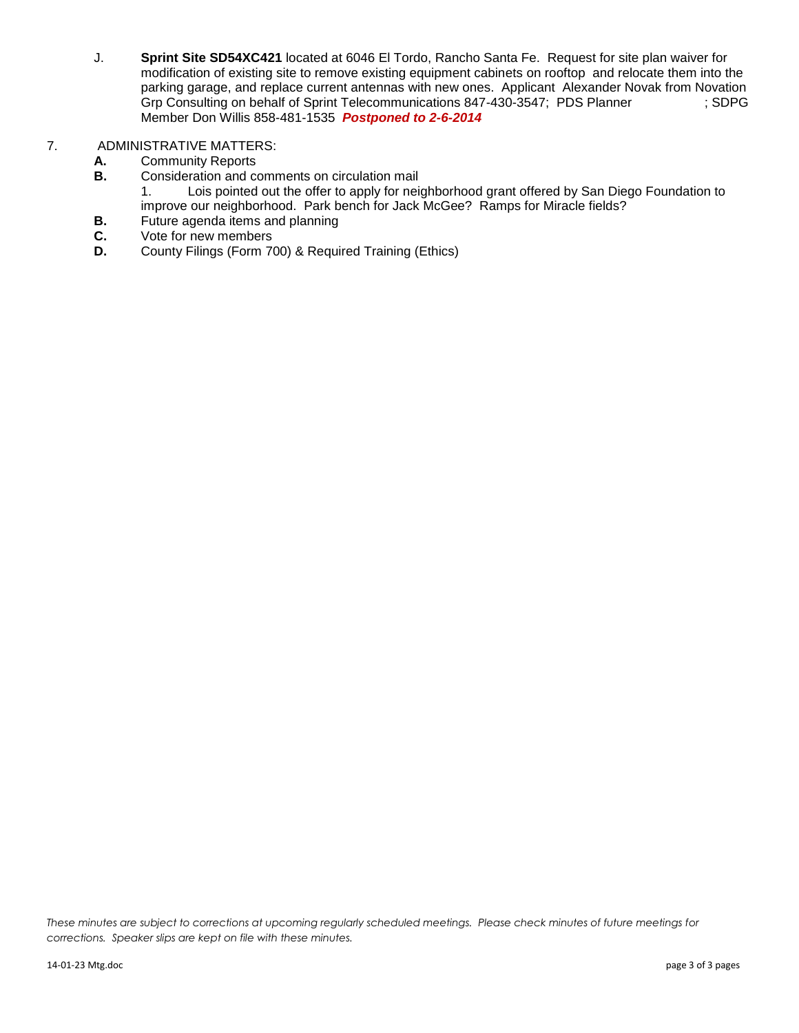J. **Sprint Site SD54XC421** located at 6046 El Tordo, Rancho Santa Fe. Request for site plan waiver for modification of existing site to remove existing equipment cabinets on rooftop and relocate them into the parking garage, and replace current antennas with new ones. Applicant Alexander Novak from Novation Grp Consulting on behalf of Sprint Telecommunications 847-430-3547; PDS Planner ; SDPG Member Don Willis 858-481-1535 ***Postponed to 2-6-2014***

7. ADMINISTRATIVE MATTERS:
   - **A.** Community Reports
   - **B.** Consideration and comments on circulation mail
     1. Lois pointed out the offer to apply for neighborhood grant offered by San Diego Foundation to improve our neighborhood. Park bench for Jack McGee? Ramps for Miracle fields?
   - **B.** Future agenda items and planning
   - **C.** Vote for new members
   - **D.** County Filings (Form 700) & Required Training (Ethics)

*These minutes are subject to corrections at upcoming regularly scheduled meetings. Please check minutes of future meetings for corrections. Speaker slips are kept on file with these minutes.*